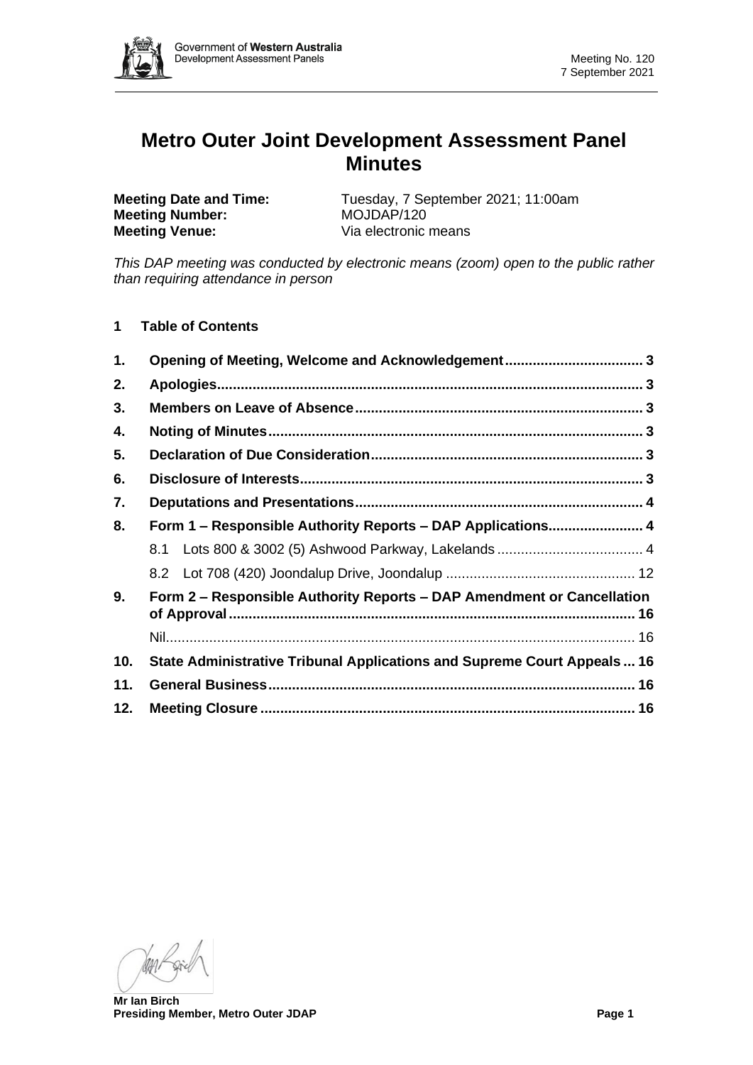# Metro Outer Joint Development Assessment Panel Minutes

**Meeting Date and Time:** Tuesday, 7 September 2021; 11:00am
**Meeting Number:** MOJDAP/120
**Meeting Venue:** Via electronic means

*This DAP meeting was conducted by electronic means (zoom) open to the public rather than requiring attendance in person*

**1 Table of Contents**

| | | |
|---|---|---|
| **1.** | **Opening of Meeting, Welcome and Acknowledgement** | **3** |
| **2.** | **Apologies** | **3** |
| **3.** | **Members on Leave of Absence** | **3** |
| **4.** | **Noting of Minutes** | **3** |
| **5.** | **Declaration of Due Consideration** | **3** |
| **6.** | **Disclosure of Interests** | **3** |
| **7.** | **Deputations and Presentations** | **4** |
| **8.** | **Form 1 – Responsible Authority Reports – DAP Applications** | **4** |
| | 8.1 Lots 800 & 3002 (5) Ashwood Parkway, Lakelands | 4 |
| | 8.2 Lot 708 (420) Joondalup Drive, Joondalup | 12 |
| **9.** | **Form 2 – Responsible Authority Reports – DAP Amendment or Cancellation of Approval** | **16** |
| | Nil | 16 |
| **10.** | **State Administrative Tribunal Applications and Supreme Court Appeals** | **16** |
| **11.** | **General Business** | **16** |
| **12.** | **Meeting Closure** | **16** |

**Mr Ian Birch**
**Presiding Member, Metro Outer JDAP**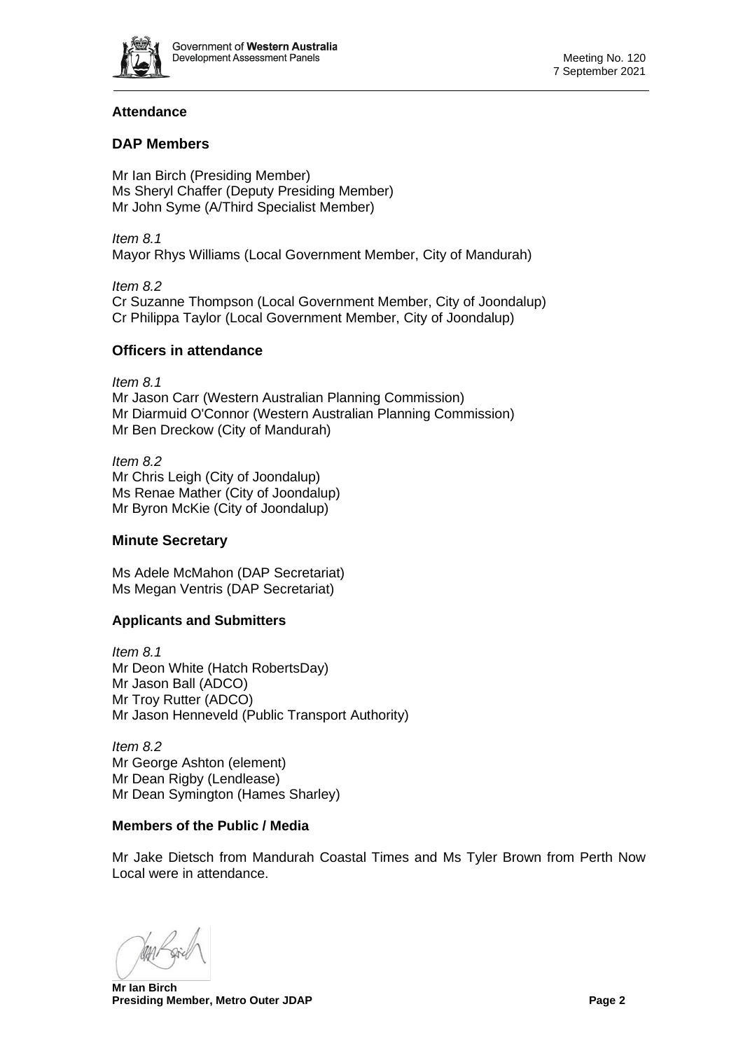## Attendance

### DAP Members

Mr Ian Birch (Presiding Member)
Ms Sheryl Chaffer (Deputy Presiding Member)
Mr John Syme (A/Third Specialist Member)

*Item 8.1*
Mayor Rhys Williams (Local Government Member, City of Mandurah)

*Item 8.2*
Cr Suzanne Thompson (Local Government Member, City of Joondalup)
Cr Philippa Taylor (Local Government Member, City of Joondalup)

### Officers in attendance

*Item 8.1*
Mr Jason Carr (Western Australian Planning Commission)
Mr Diarmuid O'Connor (Western Australian Planning Commission)
Mr Ben Dreckow (City of Mandurah)

*Item 8.2*
Mr Chris Leigh (City of Joondalup)
Ms Renae Mather (City of Joondalup)
Mr Byron McKie (City of Joondalup)

### Minute Secretary

Ms Adele McMahon (DAP Secretariat)
Ms Megan Ventris (DAP Secretariat)

### Applicants and Submitters

*Item 8.1*
Mr Deon White (Hatch RobertsDay)
Mr Jason Ball (ADCO)
Mr Troy Rutter (ADCO)
Mr Jason Henneveld (Public Transport Authority)

*Item 8.2*
Mr George Ashton (element)
Mr Dean Rigby (Lendlease)
Mr Dean Symington (Hames Sharley)

### Members of the Public / Media

Mr Jake Dietsch from Mandurah Coastal Times and Ms Tyler Brown from Perth Now Local were in attendance.

**Mr Ian Birch**
**Presiding Member, Metro Outer JDAP**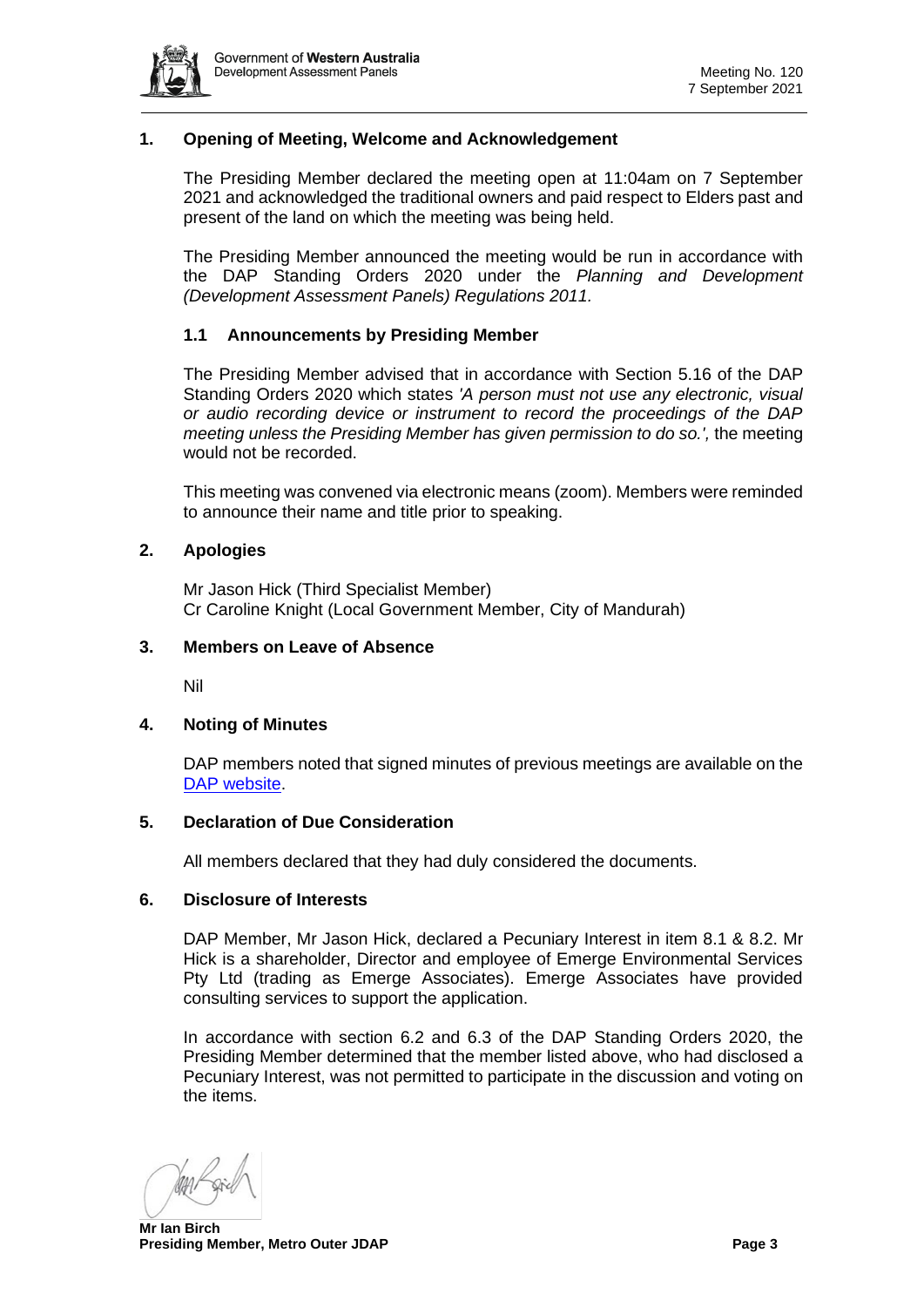## 1. Opening of Meeting, Welcome and Acknowledgement

The Presiding Member declared the meeting open at 11:04am on 7 September 2021 and acknowledged the traditional owners and paid respect to Elders past and present of the land on which the meeting was being held.

The Presiding Member announced the meeting would be run in accordance with the DAP Standing Orders 2020 under the *Planning and Development (Development Assessment Panels) Regulations 2011.*

### 1.1 Announcements by Presiding Member

The Presiding Member advised that in accordance with Section 5.16 of the DAP Standing Orders 2020 which states *'A person must not use any electronic, visual or audio recording device or instrument to record the proceedings of the DAP meeting unless the Presiding Member has given permission to do so.',* the meeting would not be recorded.

This meeting was convened via electronic means (zoom). Members were reminded to announce their name and title prior to speaking.

## 2. Apologies

Mr Jason Hick (Third Specialist Member)
Cr Caroline Knight (Local Government Member, City of Mandurah)

## 3. Members on Leave of Absence

Nil

## 4. Noting of Minutes

DAP members noted that signed minutes of previous meetings are available on the [DAP website](https://www.dplh.wa.gov.au/daps).

## 5. Declaration of Due Consideration

All members declared that they had duly considered the documents.

## 6. Disclosure of Interests

DAP Member, Mr Jason Hick, declared a Pecuniary Interest in item 8.1 & 8.2. Mr Hick is a shareholder, Director and employee of Emerge Environmental Services Pty Ltd (trading as Emerge Associates). Emerge Associates have provided consulting services to support the application.

In accordance with section 6.2 and 6.3 of the DAP Standing Orders 2020, the Presiding Member determined that the member listed above, who had disclosed a Pecuniary Interest, was not permitted to participate in the discussion and voting on the items.

**Mr Ian Birch**
**Presiding Member, Metro Outer JDAP**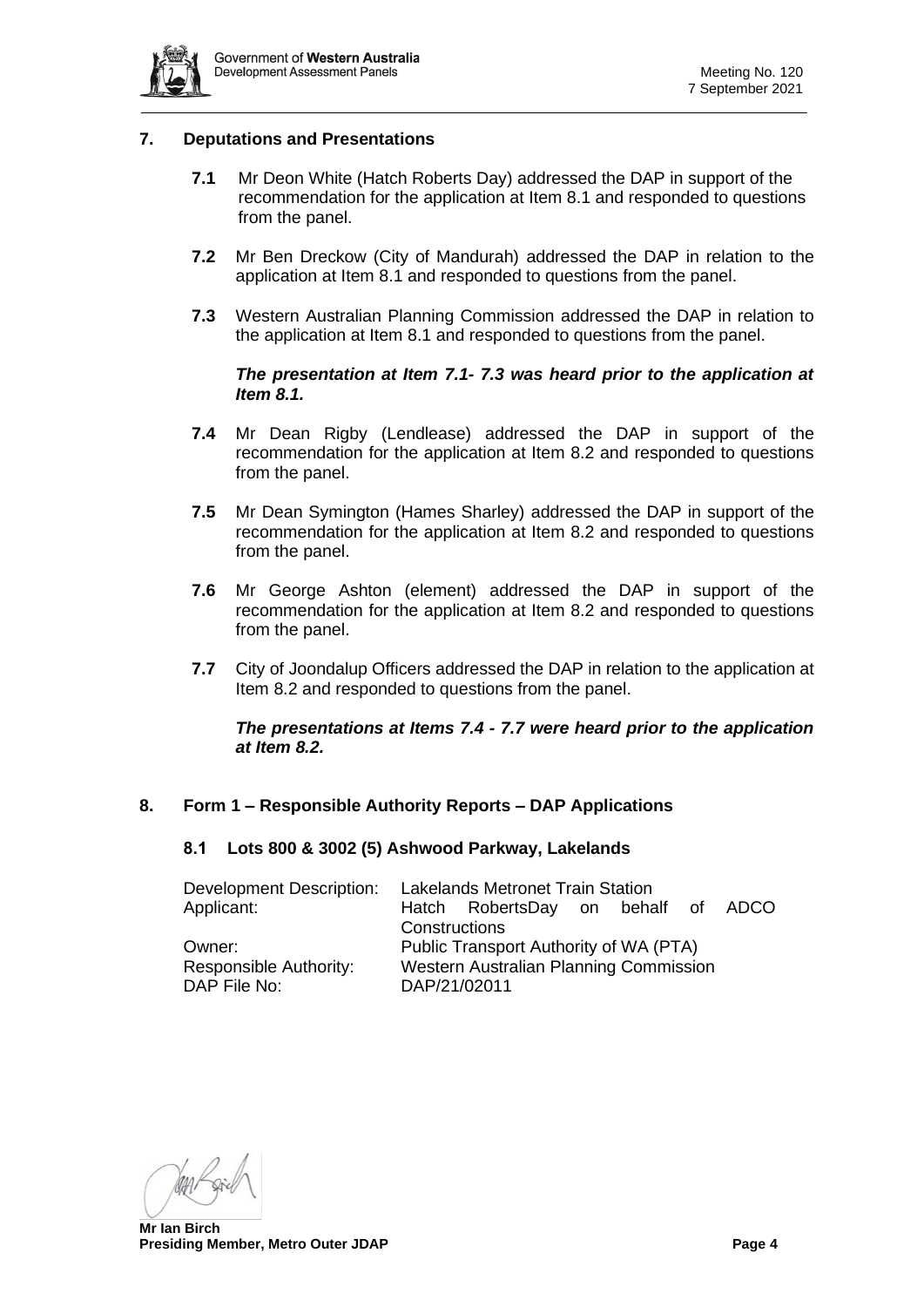## 7. Deputations and Presentations

**7.1** Mr Deon White (Hatch Roberts Day) addressed the DAP in support of the recommendation for the application at Item 8.1 and responded to questions from the panel.

**7.2** Mr Ben Dreckow (City of Mandurah) addressed the DAP in relation to the application at Item 8.1 and responded to questions from the panel.

**7.3** Western Australian Planning Commission addressed the DAP in relation to the application at Item 8.1 and responded to questions from the panel.

***The presentation at Item 7.1- 7.3 was heard prior to the application at Item 8.1.***

**7.4** Mr Dean Rigby (Lendlease) addressed the DAP in support of the recommendation for the application at Item 8.2 and responded to questions from the panel.

**7.5** Mr Dean Symington (Hames Sharley) addressed the DAP in support of the recommendation for the application at Item 8.2 and responded to questions from the panel.

**7.6** Mr George Ashton (element) addressed the DAP in support of the recommendation for the application at Item 8.2 and responded to questions from the panel.

**7.7** City of Joondalup Officers addressed the DAP in relation to the application at Item 8.2 and responded to questions from the panel.

***The presentations at Items 7.4 - 7.7 were heard prior to the application at Item 8.2.***

## 8. Form 1 – Responsible Authority Reports – DAP Applications

### 8.1 Lots 800 & 3002 (5) Ashwood Parkway, Lakelands

| | |
|---|---|
| Development Description: | Lakelands Metronet Train Station |
| Applicant: | Hatch RobertsDay on behalf of ADCO Constructions |
| Owner: | Public Transport Authority of WA (PTA) |
| Responsible Authority: | Western Australian Planning Commission |
| DAP File No: | DAP/21/02011 |

**Mr Ian Birch**
**Presiding Member, Metro Outer JDAP**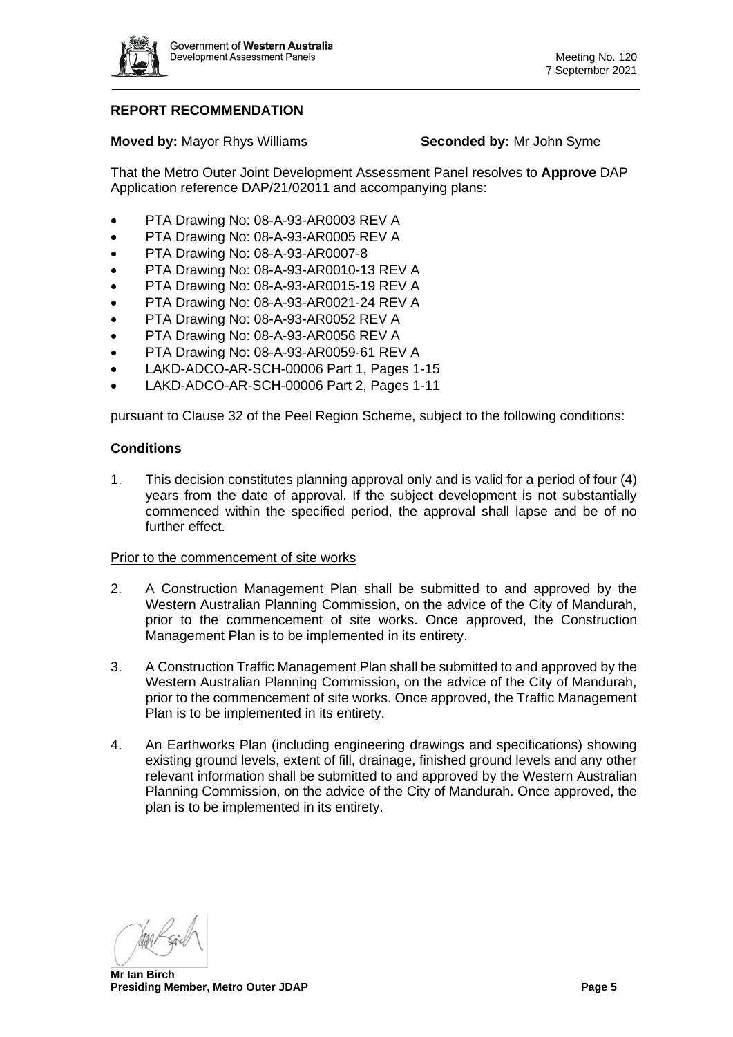**REPORT RECOMMENDATION**

**Moved by:** Mayor Rhys Williams **Seconded by:** Mr John Syme

That the Metro Outer Joint Development Assessment Panel resolves to **Approve** DAP Application reference DAP/21/02011 and accompanying plans:

- PTA Drawing No: 08-A-93-AR0003 REV A
- PTA Drawing No: 08-A-93-AR0005 REV A
- PTA Drawing No: 08-A-93-AR0007-8
- PTA Drawing No: 08-A-93-AR0010-13 REV A
- PTA Drawing No: 08-A-93-AR0015-19 REV A
- PTA Drawing No: 08-A-93-AR0021-24 REV A
- PTA Drawing No: 08-A-93-AR0052 REV A
- PTA Drawing No: 08-A-93-AR0056 REV A
- PTA Drawing No: 08-A-93-AR0059-61 REV A
- LAKD-ADCO-AR-SCH-00006 Part 1, Pages 1-15
- LAKD-ADCO-AR-SCH-00006 Part 2, Pages 1-11

pursuant to Clause 32 of the Peel Region Scheme, subject to the following conditions:

**Conditions**

1. This decision constitutes planning approval only and is valid for a period of four (4) years from the date of approval. If the subject development is not substantially commenced within the specified period, the approval shall lapse and be of no further effect.

Prior to the commencement of site works

2. A Construction Management Plan shall be submitted to and approved by the Western Australian Planning Commission, on the advice of the City of Mandurah, prior to the commencement of site works. Once approved, the Construction Management Plan is to be implemented in its entirety.

3. A Construction Traffic Management Plan shall be submitted to and approved by the Western Australian Planning Commission, on the advice of the City of Mandurah, prior to the commencement of site works. Once approved, the Traffic Management Plan is to be implemented in its entirety.

4. An Earthworks Plan (including engineering drawings and specifications) showing existing ground levels, extent of fill, drainage, finished ground levels and any other relevant information shall be submitted to and approved by the Western Australian Planning Commission, on the advice of the City of Mandurah. Once approved, the plan is to be implemented in its entirety.

**Mr Ian Birch**
**Presiding Member, Metro Outer JDAP**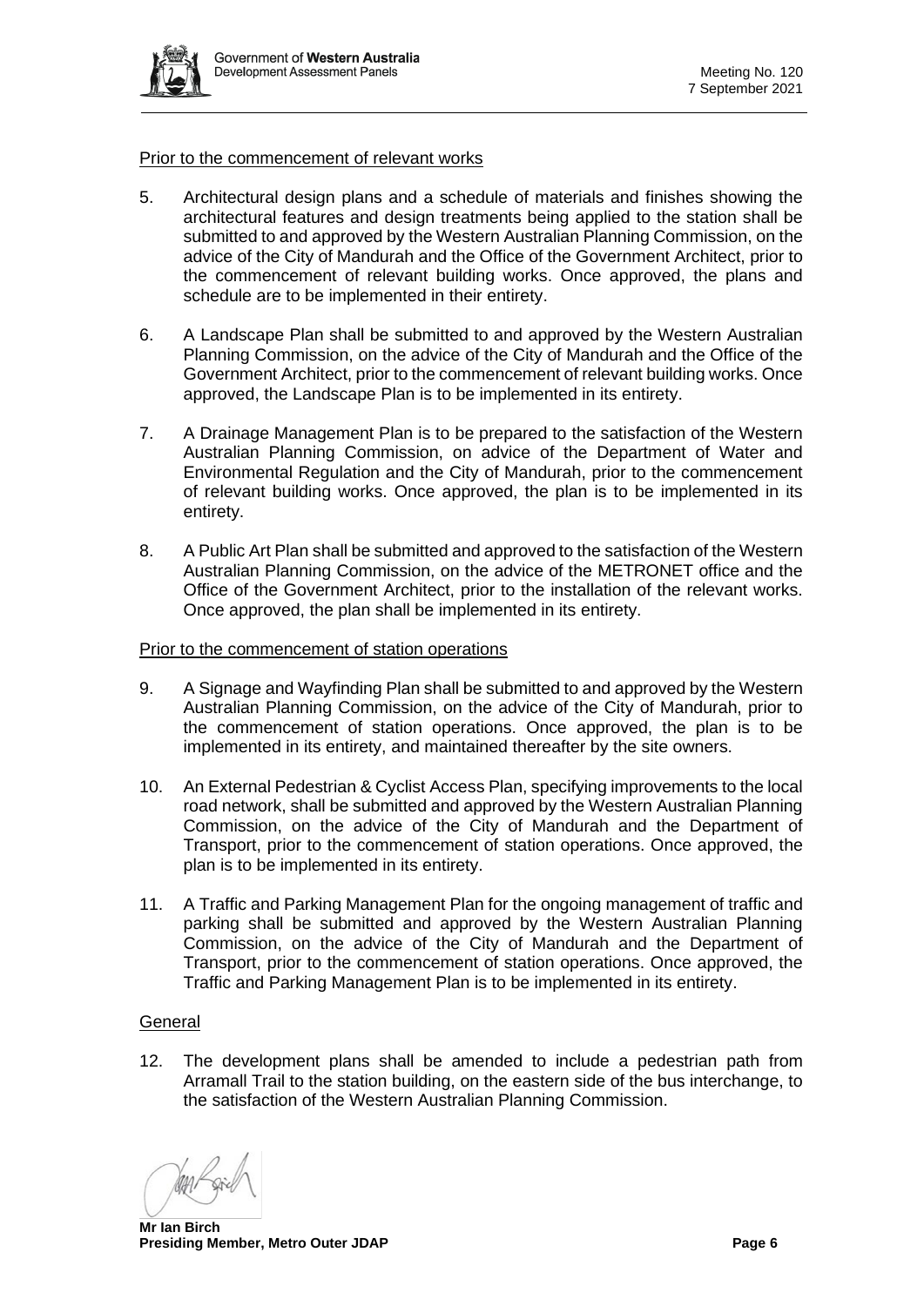Prior to the commencement of relevant works

5. Architectural design plans and a schedule of materials and finishes showing the architectural features and design treatments being applied to the station shall be submitted to and approved by the Western Australian Planning Commission, on the advice of the City of Mandurah and the Office of the Government Architect, prior to the commencement of relevant building works. Once approved, the plans and schedule are to be implemented in their entirety.

6. A Landscape Plan shall be submitted to and approved by the Western Australian Planning Commission, on the advice of the City of Mandurah and the Office of the Government Architect, prior to the commencement of relevant building works. Once approved, the Landscape Plan is to be implemented in its entirety.

7. A Drainage Management Plan is to be prepared to the satisfaction of the Western Australian Planning Commission, on advice of the Department of Water and Environmental Regulation and the City of Mandurah, prior to the commencement of relevant building works. Once approved, the plan is to be implemented in its entirety.

8. A Public Art Plan shall be submitted and approved to the satisfaction of the Western Australian Planning Commission, on the advice of the METRONET office and the Office of the Government Architect, prior to the installation of the relevant works. Once approved, the plan shall be implemented in its entirety.

Prior to the commencement of station operations

9. A Signage and Wayfinding Plan shall be submitted to and approved by the Western Australian Planning Commission, on the advice of the City of Mandurah, prior to the commencement of station operations. Once approved, the plan is to be implemented in its entirety, and maintained thereafter by the site owners.

10. An External Pedestrian & Cyclist Access Plan, specifying improvements to the local road network, shall be submitted and approved by the Western Australian Planning Commission, on the advice of the City of Mandurah and the Department of Transport, prior to the commencement of station operations. Once approved, the plan is to be implemented in its entirety.

11. A Traffic and Parking Management Plan for the ongoing management of traffic and parking shall be submitted and approved by the Western Australian Planning Commission, on the advice of the City of Mandurah and the Department of Transport, prior to the commencement of station operations. Once approved, the Traffic and Parking Management Plan is to be implemented in its entirety.

General

12. The development plans shall be amended to include a pedestrian path from Arramall Trail to the station building, on the eastern side of the bus interchange, to the satisfaction of the Western Australian Planning Commission.

**Mr Ian Birch**
**Presiding Member, Metro Outer JDAP**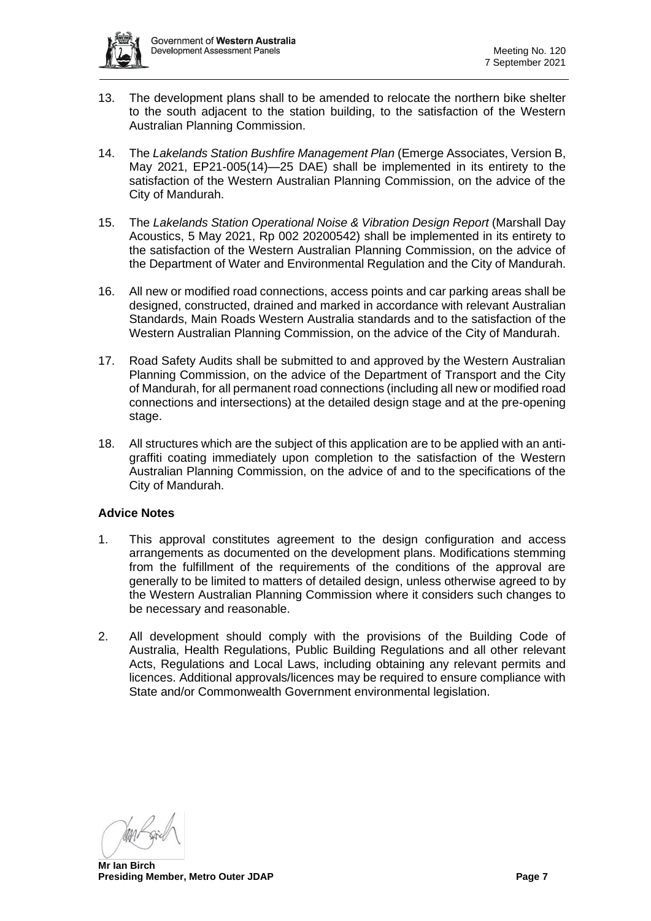13. The development plans shall to be amended to relocate the northern bike shelter to the south adjacent to the station building, to the satisfaction of the Western Australian Planning Commission.

14. The *Lakelands Station Bushfire Management Plan* (Emerge Associates, Version B, May 2021, EP21-005(14)—25 DAE) shall be implemented in its entirety to the satisfaction of the Western Australian Planning Commission, on the advice of the City of Mandurah.

15. The *Lakelands Station Operational Noise & Vibration Design Report* (Marshall Day Acoustics, 5 May 2021, Rp 002 20200542) shall be implemented in its entirety to the satisfaction of the Western Australian Planning Commission, on the advice of the Department of Water and Environmental Regulation and the City of Mandurah.

16. All new or modified road connections, access points and car parking areas shall be designed, constructed, drained and marked in accordance with relevant Australian Standards, Main Roads Western Australia standards and to the satisfaction of the Western Australian Planning Commission, on the advice of the City of Mandurah.

17. Road Safety Audits shall be submitted to and approved by the Western Australian Planning Commission, on the advice of the Department of Transport and the City of Mandurah, for all permanent road connections (including all new or modified road connections and intersections) at the detailed design stage and at the pre-opening stage.

18. All structures which are the subject of this application are to be applied with an anti-graffiti coating immediately upon completion to the satisfaction of the Western Australian Planning Commission, on the advice of and to the specifications of the City of Mandurah.

**Advice Notes**

1. This approval constitutes agreement to the design configuration and access arrangements as documented on the development plans. Modifications stemming from the fulfillment of the requirements of the conditions of the approval are generally to be limited to matters of detailed design, unless otherwise agreed to by the Western Australian Planning Commission where it considers such changes to be necessary and reasonable.

2. All development should comply with the provisions of the Building Code of Australia, Health Regulations, Public Building Regulations and all other relevant Acts, Regulations and Local Laws, including obtaining any relevant permits and licences. Additional approvals/licences may be required to ensure compliance with State and/or Commonwealth Government environmental legislation.

**Mr Ian Birch**
**Presiding Member, Metro Outer JDAP**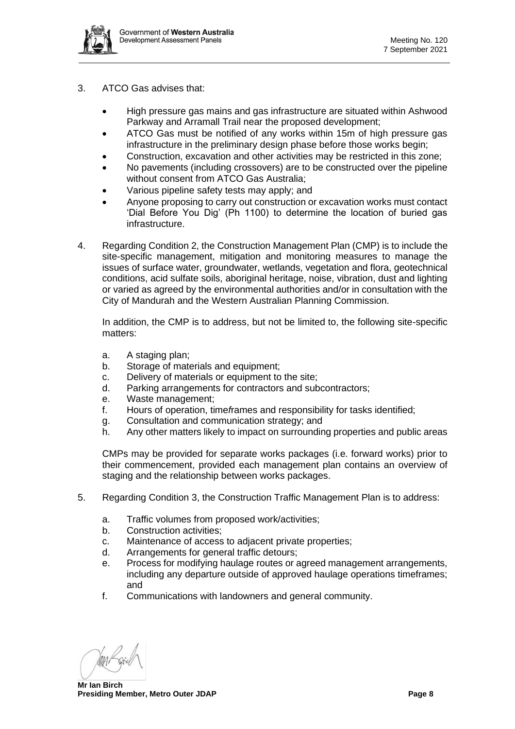3. ATCO Gas advises that:

   - High pressure gas mains and gas infrastructure are situated within Ashwood Parkway and Arramall Trail near the proposed development;
   - ATCO Gas must be notified of any works within 15m of high pressure gas infrastructure in the preliminary design phase before those works begin;
   - Construction, excavation and other activities may be restricted in this zone;
   - No pavements (including crossovers) are to be constructed over the pipeline without consent from ATCO Gas Australia;
   - Various pipeline safety tests may apply; and
   - Anyone proposing to carry out construction or excavation works must contact 'Dial Before You Dig' (Ph 1100) to determine the location of buried gas infrastructure.

4. Regarding Condition 2, the Construction Management Plan (CMP) is to include the site-specific management, mitigation and monitoring measures to manage the issues of surface water, groundwater, wetlands, vegetation and flora, geotechnical conditions, acid sulfate soils, aboriginal heritage, noise, vibration, dust and lighting or varied as agreed by the environmental authorities and/or in consultation with the City of Mandurah and the Western Australian Planning Commission.

   In addition, the CMP is to address, but not be limited to, the following site-specific matters:

   a. A staging plan;
   b. Storage of materials and equipment;
   c. Delivery of materials or equipment to the site;
   d. Parking arrangements for contractors and subcontractors;
   e. Waste management;
   f. Hours of operation, time*f*rames and responsibility for tasks identified;
   g. Consultation and communication strategy; and
   h. Any other matters likely to impact on surrounding properties and public areas

   CMPs may be provided for separate works packages (i.e. forward works) prior to their commencement, provided each management plan contains an overview of staging and the relationship between works packages.

5. Regarding Condition 3, the Construction Traffic Management Plan is to address:

   a. Traffic volumes from proposed work/activities;
   b. Construction activities;
   c. Maintenance of access to adjacent private properties;
   d. Arrangements for general traffic detours;
   e. Process for modifying haulage routes or agreed management arrangements, including any departure outside of approved haulage operations timeframes; and
   f. Communications with landowners and general community.

**Mr Ian Birch**
**Presiding Member, Metro Outer JDAP**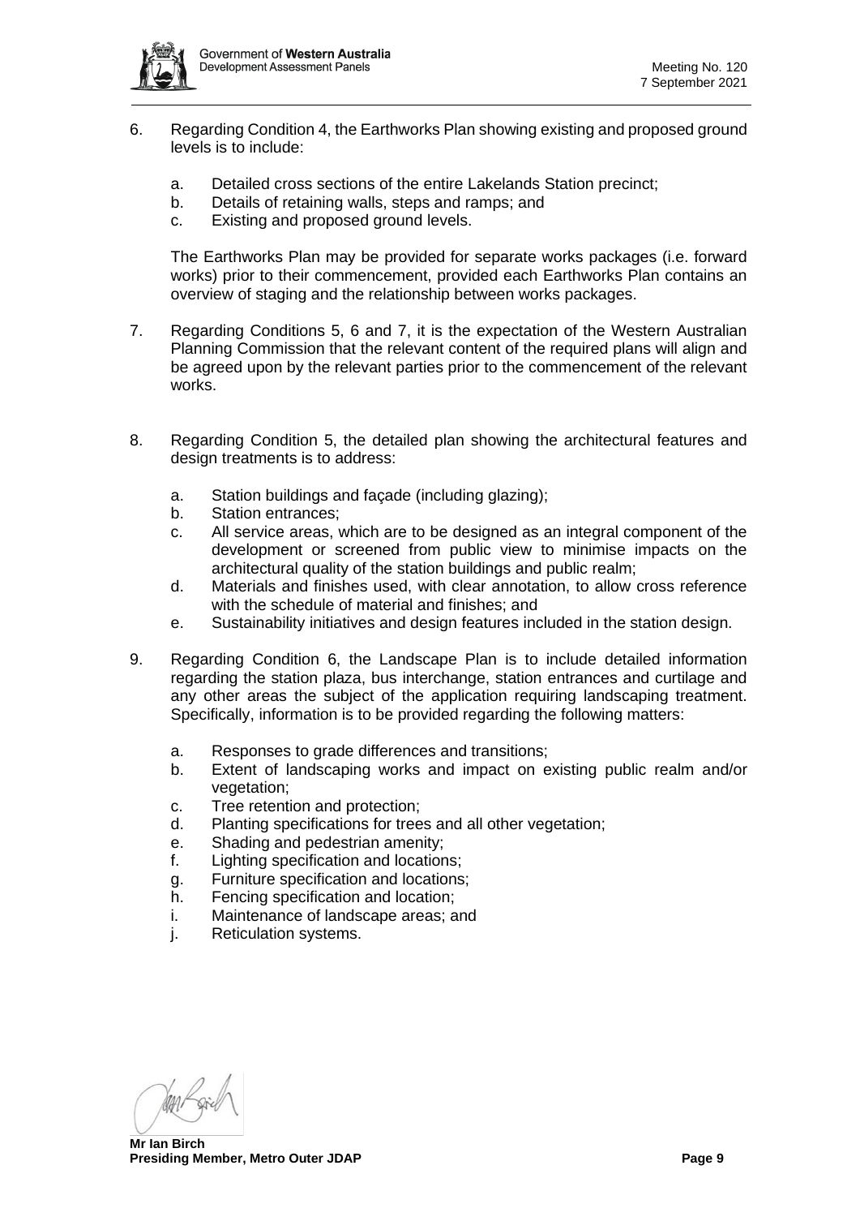6. Regarding Condition 4, the Earthworks Plan showing existing and proposed ground levels is to include:

   a. Detailed cross sections of the entire Lakelands Station precinct;
   b. Details of retaining walls, steps and ramps; and
   c. Existing and proposed ground levels.

   The Earthworks Plan may be provided for separate works packages (i.e. forward works) prior to their commencement, provided each Earthworks Plan contains an overview of staging and the relationship between works packages.

7. Regarding Conditions 5, 6 and 7, it is the expectation of the Western Australian Planning Commission that the relevant content of the required plans will align and be agreed upon by the relevant parties prior to the commencement of the relevant works.

8. Regarding Condition 5, the detailed plan showing the architectural features and design treatments is to address:

   a. Station buildings and façade (including glazing);
   b. Station entrances;
   c. All service areas, which are to be designed as an integral component of the development or screened from public view to minimise impacts on the architectural quality of the station buildings and public realm;
   d. Materials and finishes used, with clear annotation, to allow cross reference with the schedule of material and finishes; and
   e. Sustainability initiatives and design features included in the station design.

9. Regarding Condition 6, the Landscape Plan is to include detailed information regarding the station plaza, bus interchange, station entrances and curtilage and any other areas the subject of the application requiring landscaping treatment. Specifically, information is to be provided regarding the following matters:

   a. Responses to grade differences and transitions;
   b. Extent of landscaping works and impact on existing public realm and/or vegetation;
   c. Tree retention and protection;
   d. Planting specifications for trees and all other vegetation;
   e. Shading and pedestrian amenity;
   f. Lighting specification and locations;
   g. Furniture specification and locations;
   h. Fencing specification and location;
   i. Maintenance of landscape areas; and
   j. Reticulation systems.

**Mr Ian Birch**
**Presiding Member, Metro Outer JDAP**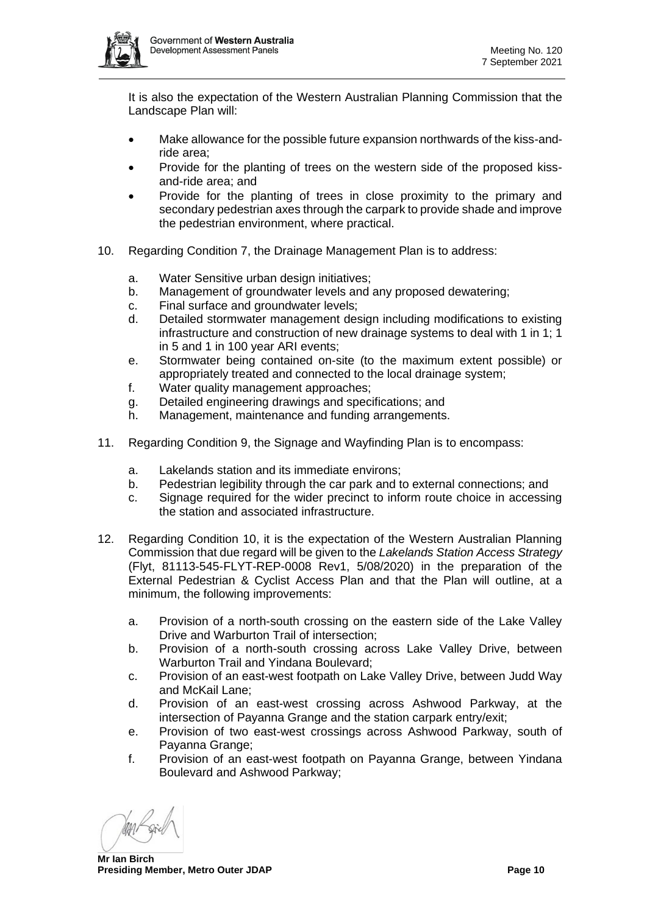It is also the expectation of the Western Australian Planning Commission that the Landscape Plan will:

- Make allowance for the possible future expansion northwards of the kiss-and-ride area;
- Provide for the planting of trees on the western side of the proposed kiss-and-ride area; and
- Provide for the planting of trees in close proximity to the primary and secondary pedestrian axes through the carpark to provide shade and improve the pedestrian environment, where practical.

10. Regarding Condition 7, the Drainage Management Plan is to address:

    a. Water Sensitive urban design initiatives;
    b. Management of groundwater levels and any proposed dewatering;
    c. Final surface and groundwater levels;
    d. Detailed stormwater management design including modifications to existing infrastructure and construction of new drainage systems to deal with 1 in 1; 1 in 5 and 1 in 100 year ARI events;
    e. Stormwater being contained on-site (to the maximum extent possible) or appropriately treated and connected to the local drainage system;
    f. Water quality management approaches;
    g. Detailed engineering drawings and specifications; and
    h. Management, maintenance and funding arrangements.

11. Regarding Condition 9, the Signage and Wayfinding Plan is to encompass:

    a. Lakelands station and its immediate environs;
    b. Pedestrian legibility through the car park and to external connections; and
    c. Signage required for the wider precinct to inform route choice in accessing the station and associated infrastructure.

12. Regarding Condition 10, it is the expectation of the Western Australian Planning Commission that due regard will be given to the *Lakelands Station Access Strategy* (Flyt, 81113-545-FLYT-REP-0008 Rev1, 5/08/2020) in the preparation of the External Pedestrian & Cyclist Access Plan and that the Plan will outline, at a minimum, the following improvements:

    a. Provision of a north-south crossing on the eastern side of the Lake Valley Drive and Warburton Trail of intersection;
    b. Provision of a north-south crossing across Lake Valley Drive, between Warburton Trail and Yindana Boulevard;
    c. Provision of an east-west footpath on Lake Valley Drive, between Judd Way and McKail Lane;
    d. Provision of an east-west crossing across Ashwood Parkway, at the intersection of Payanna Grange and the station carpark entry/exit;
    e. Provision of two east-west crossings across Ashwood Parkway, south of Payanna Grange;
    f. Provision of an east-west footpath on Payanna Grange, between Yindana Boulevard and Ashwood Parkway;

**Mr Ian Birch**
**Presiding Member, Metro Outer JDAP**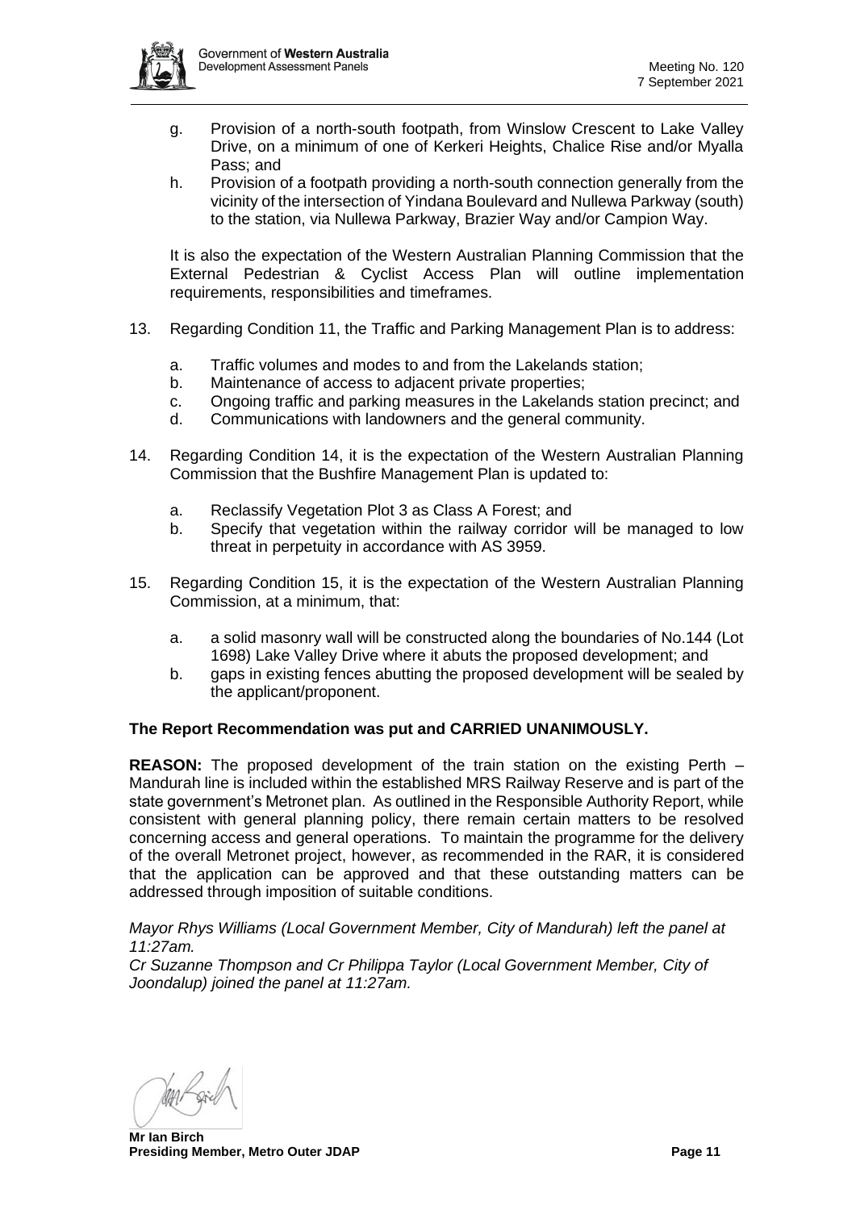g. Provision of a north-south footpath, from Winslow Crescent to Lake Valley Drive, on a minimum of one of Kerkeri Heights, Chalice Rise and/or Myalla Pass; and
h. Provision of a footpath providing a north-south connection generally from the vicinity of the intersection of Yindana Boulevard and Nullewa Parkway (south) to the station, via Nullewa Parkway, Brazier Way and/or Campion Way.

It is also the expectation of the Western Australian Planning Commission that the External Pedestrian & Cyclist Access Plan will outline implementation requirements, responsibilities and timeframes.

13. Regarding Condition 11, the Traffic and Parking Management Plan is to address:

    a. Traffic volumes and modes to and from the Lakelands station;
    b. Maintenance of access to adjacent private properties;
    c. Ongoing traffic and parking measures in the Lakelands station precinct; and
    d. Communications with landowners and the general community.

14. Regarding Condition 14, it is the expectation of the Western Australian Planning Commission that the Bushfire Management Plan is updated to:

    a. Reclassify Vegetation Plot 3 as Class A Forest; and
    b. Specify that vegetation within the railway corridor will be managed to low threat in perpetuity in accordance with AS 3959.

15. Regarding Condition 15, it is the expectation of the Western Australian Planning Commission, at a minimum, that:

    a. a solid masonry wall will be constructed along the boundaries of No.144 (Lot 1698) Lake Valley Drive where it abuts the proposed development; and
    b. gaps in existing fences abutting the proposed development will be sealed by the applicant/proponent.

**The Report Recommendation was put and CARRIED UNANIMOUSLY.**

**REASON:** The proposed development of the train station on the existing Perth – Mandurah line is included within the established MRS Railway Reserve and is part of the state government's Metronet plan. As outlined in the Responsible Authority Report, while consistent with general planning policy, there remain certain matters to be resolved concerning access and general operations. To maintain the programme for the delivery of the overall Metronet project, however, as recommended in the RAR, it is considered that the application can be approved and that these outstanding matters can be addressed through imposition of suitable conditions.

*Mayor Rhys Williams (Local Government Member, City of Mandurah) left the panel at 11:27am.*
*Cr Suzanne Thompson and Cr Philippa Taylor (Local Government Member, City of Joondalup) joined the panel at 11:27am.*

**Mr Ian Birch**
**Presiding Member, Metro Outer JDAP**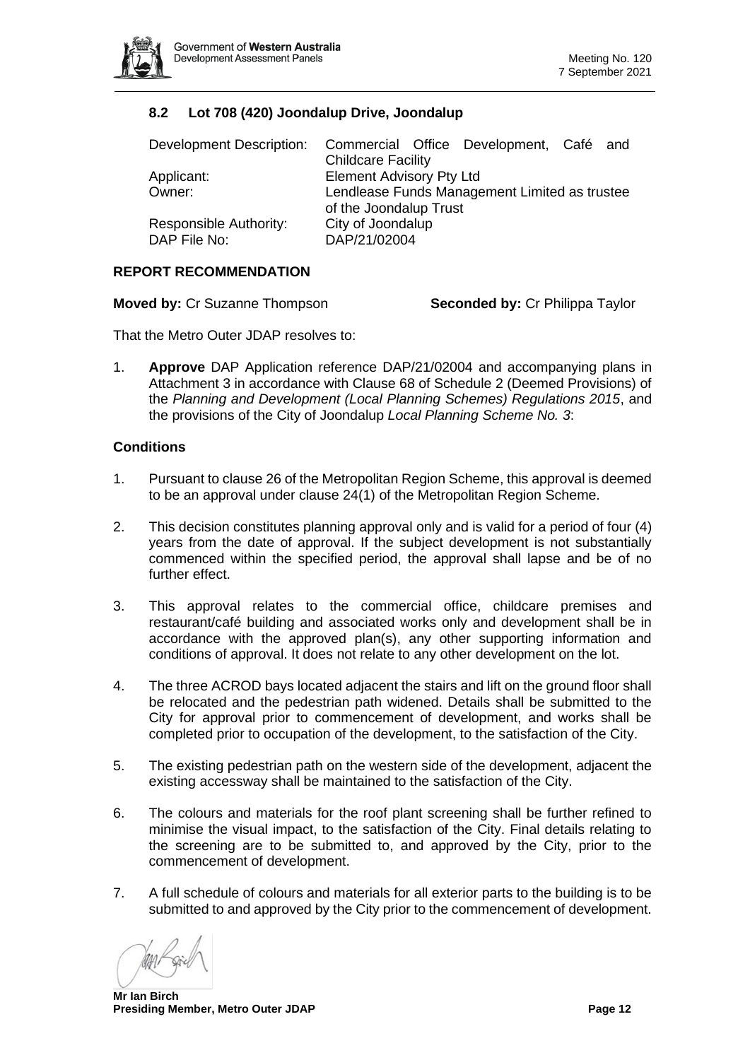## 8.2 Lot 708 (420) Joondalup Drive, Joondalup

| | |
|---|---|
| Development Description: | Commercial Office Development, Café and Childcare Facility |
| Applicant: | Element Advisory Pty Ltd |
| Owner: | Lendlease Funds Management Limited as trustee of the Joondalup Trust |
| Responsible Authority: | City of Joondalup |
| DAP File No: | DAP/21/02004 |

### REPORT RECOMMENDATION

**Moved by:** Cr Suzanne Thompson **Seconded by:** Cr Philippa Taylor

That the Metro Outer JDAP resolves to:

1. **Approve** DAP Application reference DAP/21/02004 and accompanying plans in Attachment 3 in accordance with Clause 68 of Schedule 2 (Deemed Provisions) of the *Planning and Development (Local Planning Schemes) Regulations 2015*, and the provisions of the City of Joondalup *Local Planning Scheme No. 3*:

### Conditions

1. Pursuant to clause 26 of the Metropolitan Region Scheme, this approval is deemed to be an approval under clause 24(1) of the Metropolitan Region Scheme.

2. This decision constitutes planning approval only and is valid for a period of four (4) years from the date of approval. If the subject development is not substantially commenced within the specified period, the approval shall lapse and be of no further effect.

3. This approval relates to the commercial office, childcare premises and restaurant/café building and associated works only and development shall be in accordance with the approved plan(s), any other supporting information and conditions of approval. It does not relate to any other development on the lot.

4. The three ACROD bays located adjacent the stairs and lift on the ground floor shall be relocated and the pedestrian path widened. Details shall be submitted to the City for approval prior to commencement of development, and works shall be completed prior to occupation of the development, to the satisfaction of the City.

5. The existing pedestrian path on the western side of the development, adjacent the existing accessway shall be maintained to the satisfaction of the City.

6. The colours and materials for the roof plant screening shall be further refined to minimise the visual impact, to the satisfaction of the City. Final details relating to the screening are to be submitted to, and approved by the City, prior to the commencement of development.

7. A full schedule of colours and materials for all exterior parts to the building is to be submitted to and approved by the City prior to the commencement of development.

**Mr Ian Birch**
**Presiding Member, Metro Outer JDAP**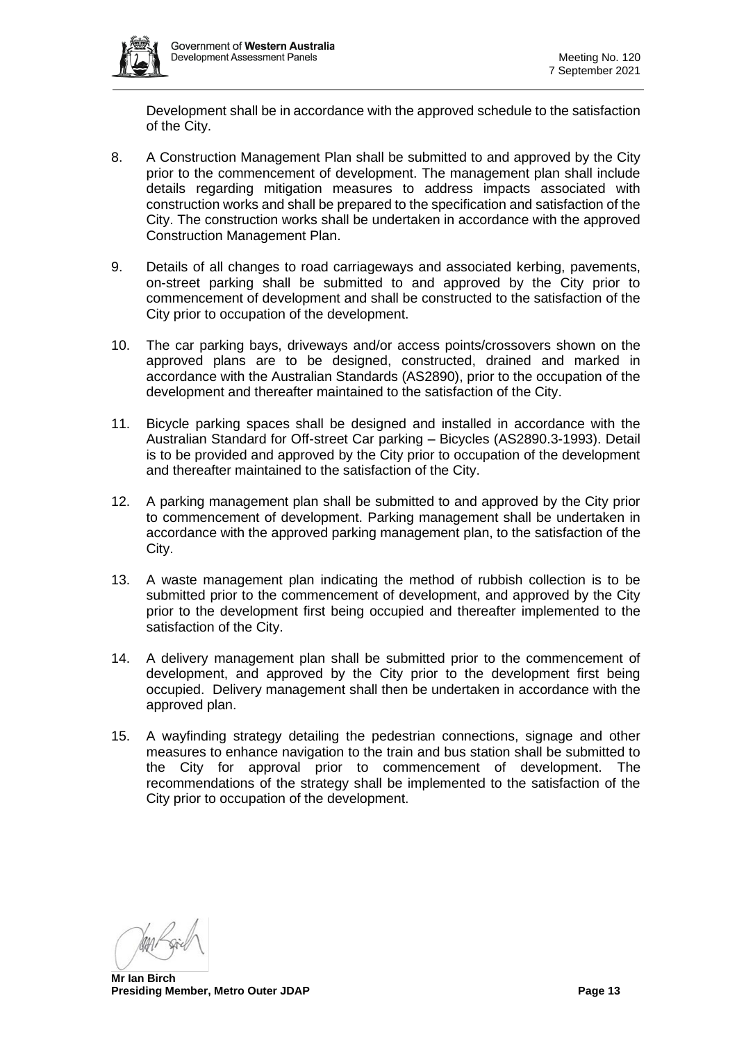Development shall be in accordance with the approved schedule to the satisfaction of the City.

8. A Construction Management Plan shall be submitted to and approved by the City prior to the commencement of development. The management plan shall include details regarding mitigation measures to address impacts associated with construction works and shall be prepared to the specification and satisfaction of the City. The construction works shall be undertaken in accordance with the approved Construction Management Plan.

9. Details of all changes to road carriageways and associated kerbing, pavements, on-street parking shall be submitted to and approved by the City prior to commencement of development and shall be constructed to the satisfaction of the City prior to occupation of the development.

10. The car parking bays, driveways and/or access points/crossovers shown on the approved plans are to be designed, constructed, drained and marked in accordance with the Australian Standards (AS2890), prior to the occupation of the development and thereafter maintained to the satisfaction of the City.

11. Bicycle parking spaces shall be designed and installed in accordance with the Australian Standard for Off-street Car parking – Bicycles (AS2890.3-1993). Detail is to be provided and approved by the City prior to occupation of the development and thereafter maintained to the satisfaction of the City.

12. A parking management plan shall be submitted to and approved by the City prior to commencement of development. Parking management shall be undertaken in accordance with the approved parking management plan, to the satisfaction of the City.

13. A waste management plan indicating the method of rubbish collection is to be submitted prior to the commencement of development, and approved by the City prior to the development first being occupied and thereafter implemented to the satisfaction of the City.

14. A delivery management plan shall be submitted prior to the commencement of development, and approved by the City prior to the development first being occupied. Delivery management shall then be undertaken in accordance with the approved plan.

15. A wayfinding strategy detailing the pedestrian connections, signage and other measures to enhance navigation to the train and bus station shall be submitted to the City for approval prior to commencement of development. The recommendations of the strategy shall be implemented to the satisfaction of the City prior to occupation of the development.

**Mr Ian Birch**
**Presiding Member, Metro Outer JDAP**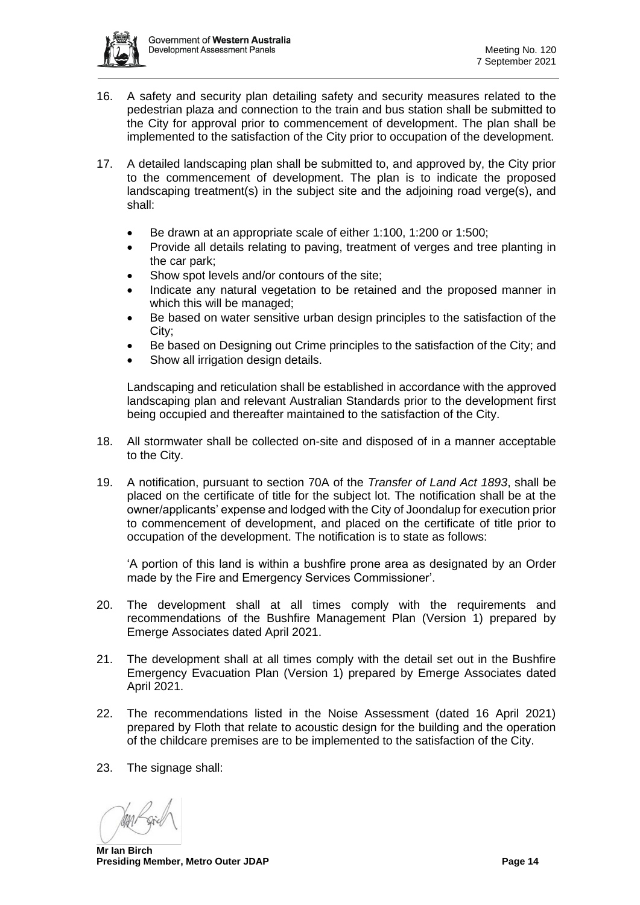16. A safety and security plan detailing safety and security measures related to the pedestrian plaza and connection to the train and bus station shall be submitted to the City for approval prior to commencement of development. The plan shall be implemented to the satisfaction of the City prior to occupation of the development.

17. A detailed landscaping plan shall be submitted to, and approved by, the City prior to the commencement of development. The plan is to indicate the proposed landscaping treatment(s) in the subject site and the adjoining road verge(s), and shall:

    - Be drawn at an appropriate scale of either 1:100, 1:200 or 1:500;
    - Provide all details relating to paving, treatment of verges and tree planting in the car park;
    - Show spot levels and/or contours of the site;
    - Indicate any natural vegetation to be retained and the proposed manner in which this will be managed;
    - Be based on water sensitive urban design principles to the satisfaction of the City;
    - Be based on Designing out Crime principles to the satisfaction of the City; and
    - Show all irrigation design details.

    Landscaping and reticulation shall be established in accordance with the approved landscaping plan and relevant Australian Standards prior to the development first being occupied and thereafter maintained to the satisfaction of the City.

18. All stormwater shall be collected on-site and disposed of in a manner acceptable to the City.

19. A notification, pursuant to section 70A of the *Transfer of Land Act 1893*, shall be placed on the certificate of title for the subject lot. The notification shall be at the owner/applicants' expense and lodged with the City of Joondalup for execution prior to commencement of development, and placed on the certificate of title prior to occupation of the development. The notification is to state as follows:

    'A portion of this land is within a bushfire prone area as designated by an Order made by the Fire and Emergency Services Commissioner'.

20. The development shall at all times comply with the requirements and recommendations of the Bushfire Management Plan (Version 1) prepared by Emerge Associates dated April 2021.

21. The development shall at all times comply with the detail set out in the Bushfire Emergency Evacuation Plan (Version 1) prepared by Emerge Associates dated April 2021.

22. The recommendations listed in the Noise Assessment (dated 16 April 2021) prepared by Floth that relate to acoustic design for the building and the operation of the childcare premises are to be implemented to the satisfaction of the City.

23. The signage shall:

**Mr Ian Birch**
**Presiding Member, Metro Outer JDAP**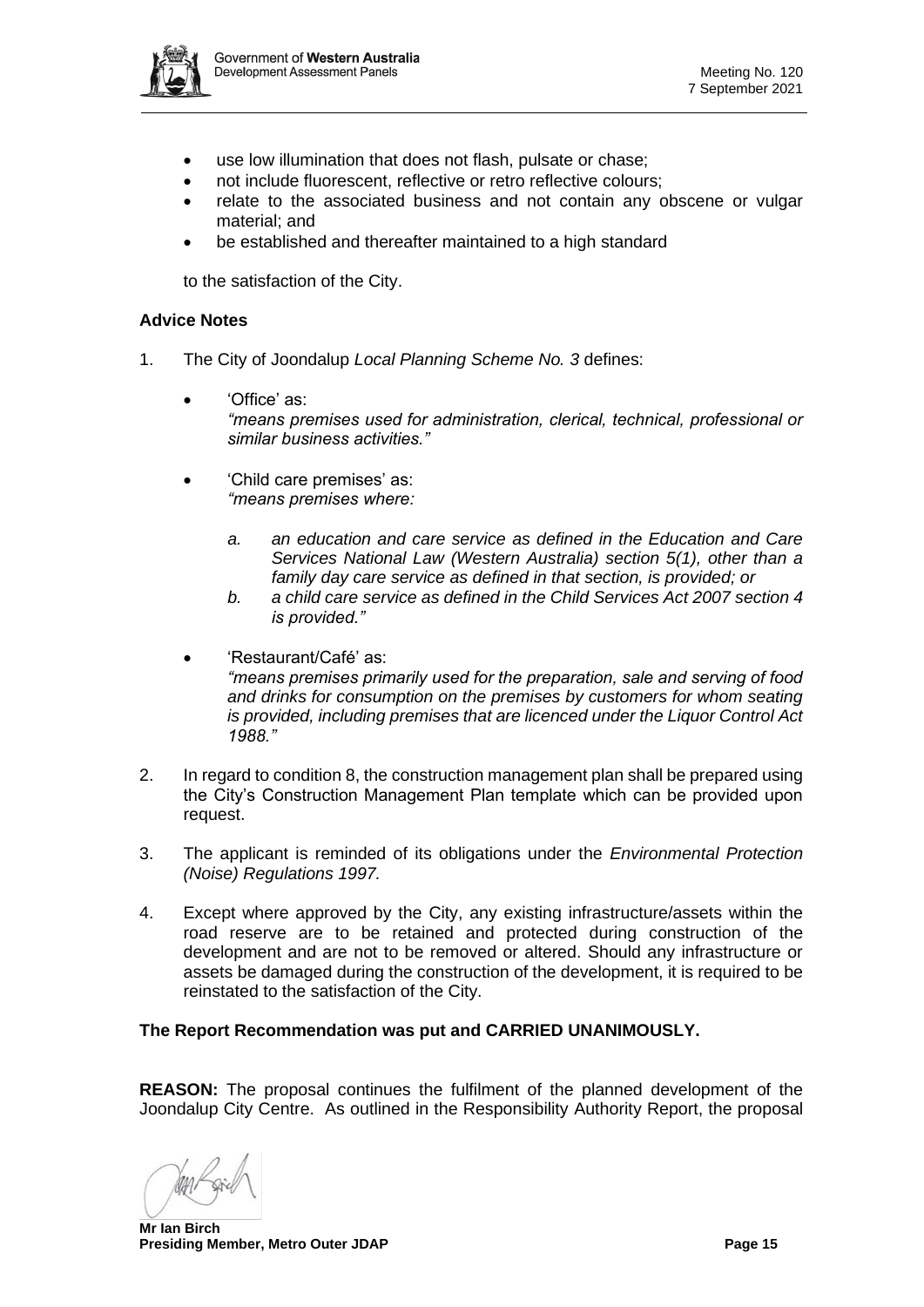- use low illumination that does not flash, pulsate or chase;
- not include fluorescent, reflective or retro reflective colours;
- relate to the associated business and not contain any obscene or vulgar material; and
- be established and thereafter maintained to a high standard

to the satisfaction of the City.

**Advice Notes**

1. The City of Joondalup *Local Planning Scheme No. 3* defines:

   - 'Office' as:
     *"means premises used for administration, clerical, technical, professional or similar business activities."*

   - 'Child care premises' as:
     *"means premises where:*

     *a. an education and care service as defined in the Education and Care Services National Law (Western Australia) section 5(1), other than a family day care service as defined in that section, is provided; or*
     *b. a child care service as defined in the Child Services Act 2007 section 4 is provided."*

   - 'Restaurant/Café' as:
     *"means premises primarily used for the preparation, sale and serving of food and drinks for consumption on the premises by customers for whom seating is provided, including premises that are licenced under the Liquor Control Act 1988."*

2. In regard to condition 8, the construction management plan shall be prepared using the City's Construction Management Plan template which can be provided upon request.

3. The applicant is reminded of its obligations under the *Environmental Protection (Noise) Regulations 1997.*

4. Except where approved by the City, any existing infrastructure/assets within the road reserve are to be retained and protected during construction of the development and are not to be removed or altered. Should any infrastructure or assets be damaged during the construction of the development, it is required to be reinstated to the satisfaction of the City.

**The Report Recommendation was put and CARRIED UNANIMOUSLY.**

**REASON:** The proposal continues the fulfilment of the planned development of the Joondalup City Centre. As outlined in the Responsibility Authority Report, the proposal

**Mr Ian Birch**
**Presiding Member, Metro Outer JDAP**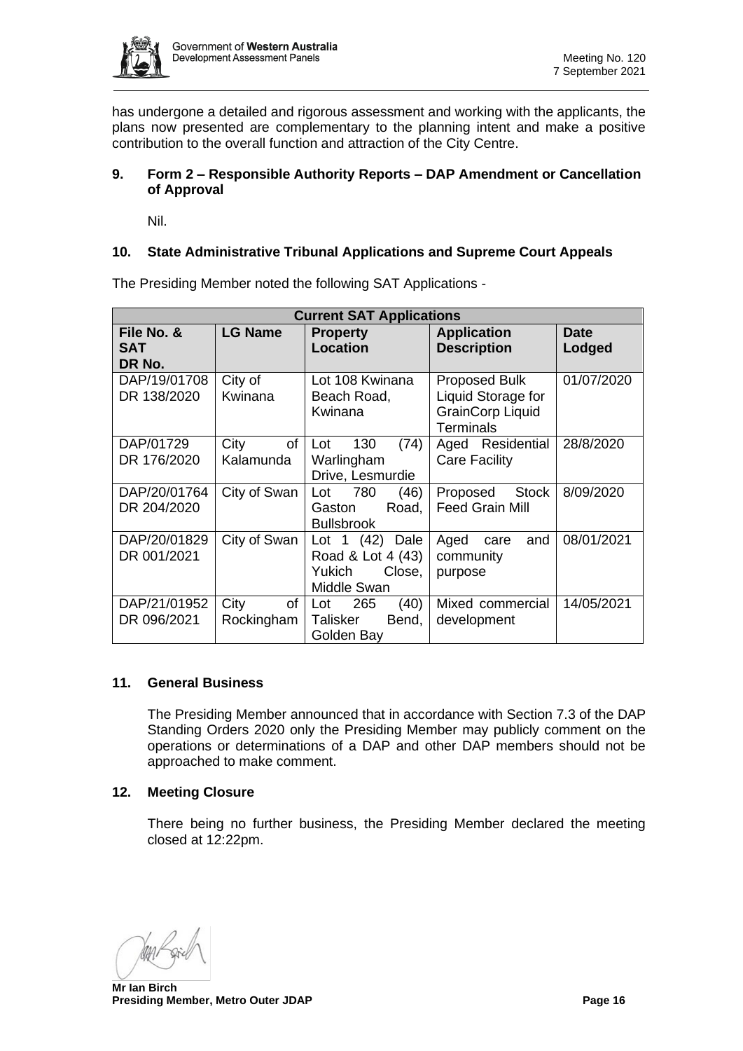has undergone a detailed and rigorous assessment and working with the applicants, the plans now presented are complementary to the planning intent and make a positive contribution to the overall function and attraction of the City Centre.

## 9. Form 2 – Responsible Authority Reports – DAP Amendment or Cancellation of Approval

Nil.

## 10. State Administrative Tribunal Applications and Supreme Court Appeals

The Presiding Member noted the following SAT Applications -

| **Current SAT Applications** | | | | |
|---|---|---|---|---|
| **File No. & SAT DR No.** | **LG Name** | **Property Location** | **Application Description** | **Date Lodged** |
| DAP/19/01708 DR 138/2020 | City of Kwinana | Lot 108 Kwinana Beach Road, Kwinana | Proposed Bulk Liquid Storage for GrainCorp Liquid Terminals | 01/07/2020 |
| DAP/01729 DR 176/2020 | City of Kalamunda | Lot 130 (74) Warlingham Drive, Lesmurdie | Aged Residential Care Facility | 28/8/2020 |
| DAP/20/01764 DR 204/2020 | City of Swan | Lot 780 (46) Gaston Road, Bullsbrook | Proposed Stock Feed Grain Mill | 8/09/2020 |
| DAP/20/01829 DR 001/2021 | City of Swan | Lot 1 (42) Dale Road & Lot 4 (43) Yukich Close, Middle Swan | Aged care and community purpose | 08/01/2021 |
| DAP/21/01952 DR 096/2021 | City of Rockingham | Lot 265 (40) Talisker Bend, Golden Bay | Mixed commercial development | 14/05/2021 |

## 11. General Business

The Presiding Member announced that in accordance with Section 7.3 of the DAP Standing Orders 2020 only the Presiding Member may publicly comment on the operations or determinations of a DAP and other DAP members should not be approached to make comment.

## 12. Meeting Closure

There being no further business, the Presiding Member declared the meeting closed at 12:22pm.

**Mr Ian Birch**
**Presiding Member, Metro Outer JDAP**